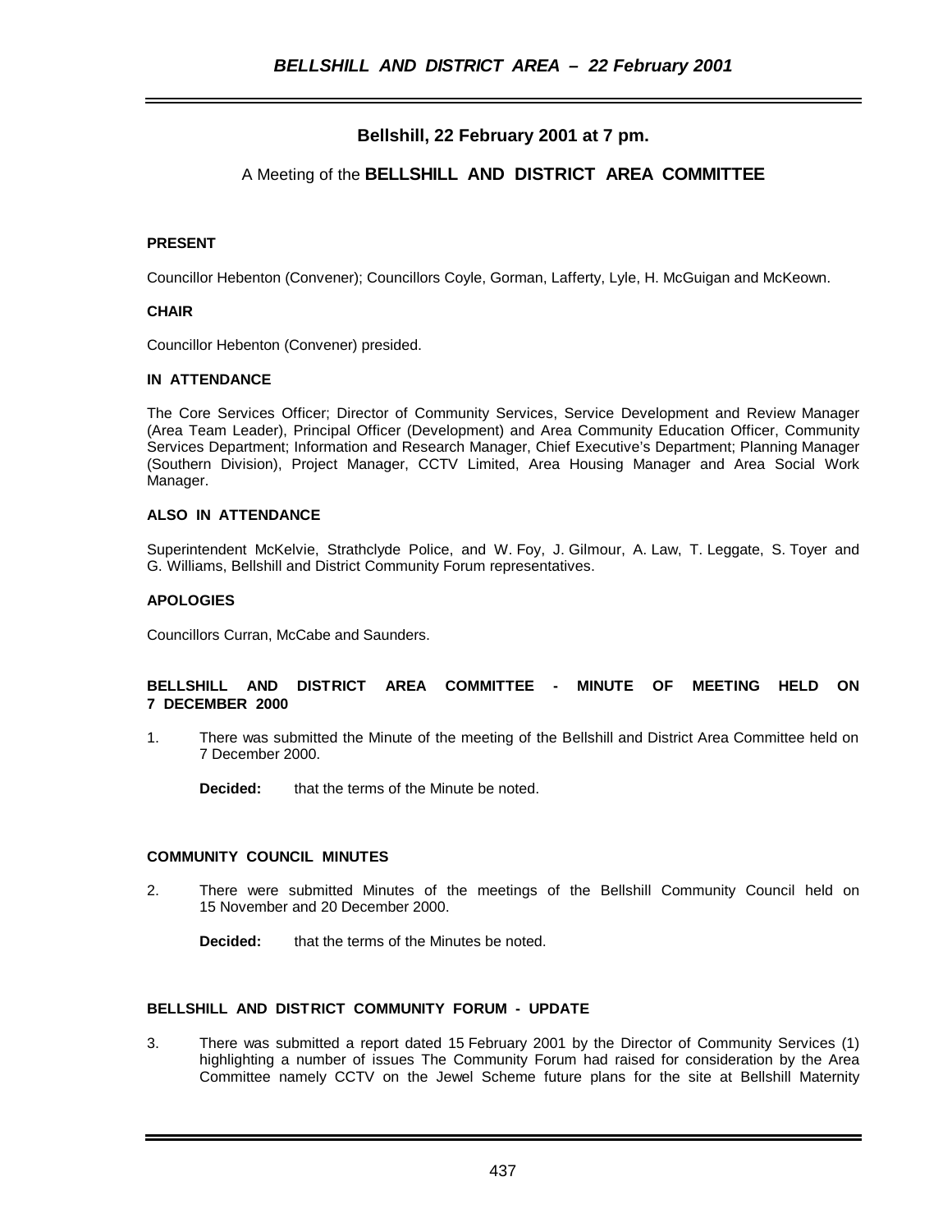**Bellshill, 22 February 2001 at 7 pm.**

A Meeting of the **BELLSHILL AND DISTRICT AREA COMMITTEE**

**PRESENT**

Councillor Hebenton (Convener); Councillors Coyle, Gorman, Lafferty, Lyle, H. McGuigan and McKeown.

**CHAIR**

Councillor Hebenton (Convener) presided.

**IN ATTENDANCE**

The Core Services Officer; Director of Community Services, Service Development and Review Manager (Area Team Leader), Principal Officer (Development) and Area Community Education Officer, Community Services Department; Information and Research Manager, Chief Executive's Department; Planning Manager (Southern Division), Project Manager, CCTV Limited, Area Housing Manager and Area Social Work Manager.

**ALSO IN ATTENDANCE**

Superintendent McKelvie, Strathclyde Police, and W. Foy, J. Gilmour, A. Law, T. Leggate, S. Toyer and G. Williams, Bellshill and District Community Forum representatives.

**APOLOGIES**

Councillors Curran, McCabe and Saunders.

**BELLSHILL AND DISTRICT AREA COMMITTEE - MINUTE OF MEETING HELD ON 7 DECEMBER 2000**

1. There was submitted the Minute of the meeting of the Bellshill and District Area Committee held on 7 December 2000.

   **Decided:** that the terms of the Minute be noted.

**COMMUNITY COUNCIL MINUTES**

2. There were submitted Minutes of the meetings of the Bellshill Community Council held on 15 November and 20 December 2000.

   **Decided:** that the terms of the Minutes be noted.

**BELLSHILL AND DISTRICT COMMUNITY FORUM - UPDATE**

3. There was submitted a report dated 15 February 2001 by the Director of Community Services (1) highlighting a number of issues The Community Forum had raised for consideration by the Area Committee namely CCTV on the Jewel Scheme future plans for the site at Bellshill Maternity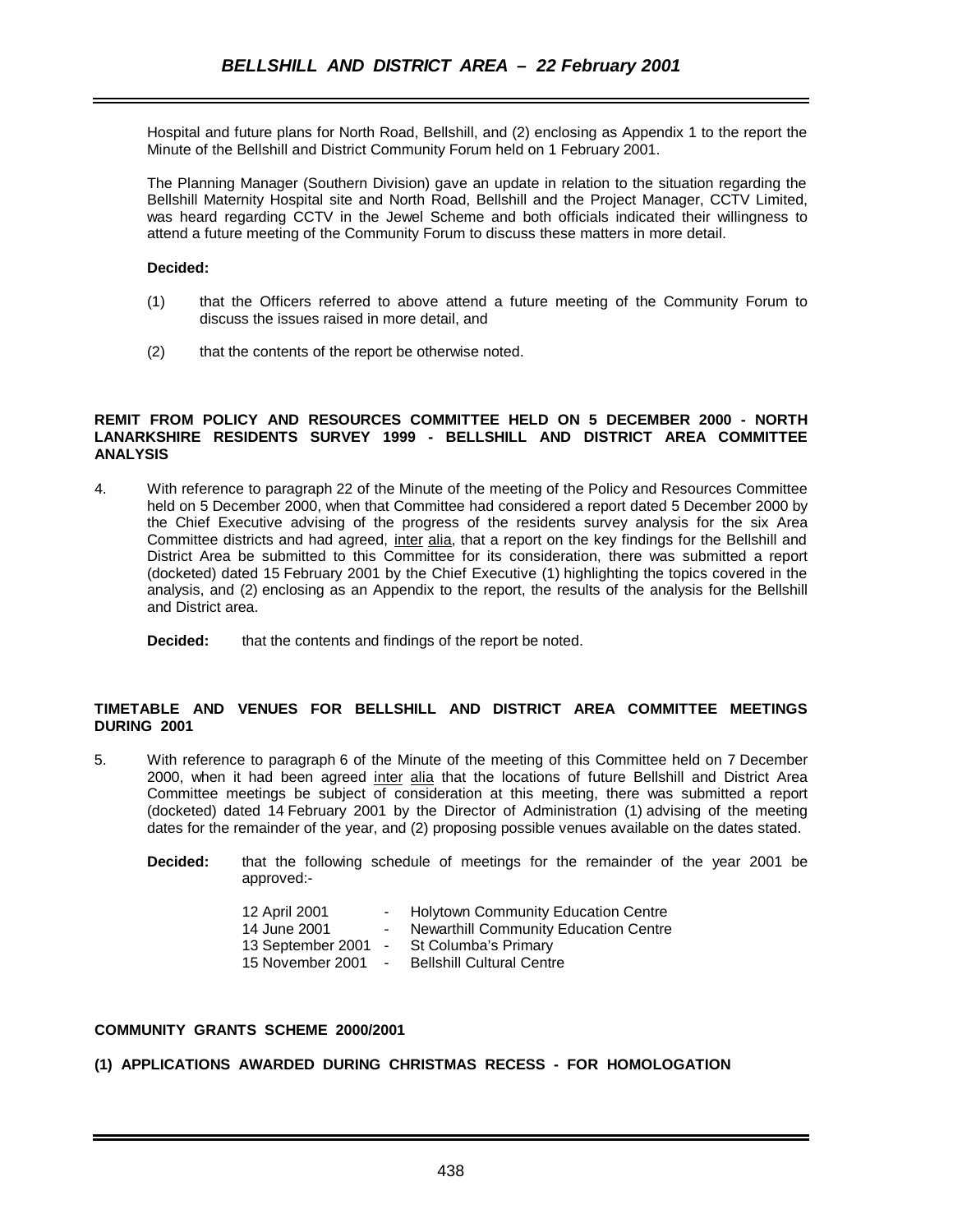Hospital and future plans for North Road, Bellshill, and (2) enclosing as Appendix 1 to the report the Minute of the Bellshill and District Community Forum held on 1 February 2001.

The Planning Manager (Southern Division) gave an update in relation to the situation regarding the Bellshill Maternity Hospital site and North Road, Bellshill and the Project Manager, CCTV Limited, was heard regarding CCTV in the Jewel Scheme and both officials indicated their willingness to attend a future meeting of the Community Forum to discuss these matters in more detail.

**Decided:**

(1) that the Officers referred to above attend a future meeting of the Community Forum to discuss the issues raised in more detail, and

(2) that the contents of the report be otherwise noted.

**REMIT FROM POLICY AND RESOURCES COMMITTEE HELD ON 5 DECEMBER 2000 - NORTH LANARKSHIRE RESIDENTS SURVEY 1999 - BELLSHILL AND DISTRICT AREA COMMITTEE ANALYSIS**

4. With reference to paragraph 22 of the Minute of the meeting of the Policy and Resources Committee held on 5 December 2000, when that Committee had considered a report dated 5 December 2000 by the Chief Executive advising of the progress of the residents survey analysis for the six Area Committee districts and had agreed, inter alia, that a report on the key findings for the Bellshill and District Area be submitted to this Committee for its consideration, there was submitted a report (docketed) dated 15 February 2001 by the Chief Executive (1) highlighting the topics covered in the analysis, and (2) enclosing as an Appendix to the report, the results of the analysis for the Bellshill and District area.

   **Decided:** that the contents and findings of the report be noted.

**TIMETABLE AND VENUES FOR BELLSHILL AND DISTRICT AREA COMMITTEE MEETINGS DURING 2001**

5. With reference to paragraph 6 of the Minute of the meeting of this Committee held on 7 December 2000, when it had been agreed inter alia that the locations of future Bellshill and District Area Committee meetings be subject of consideration at this meeting, there was submitted a report (docketed) dated 14 February 2001 by the Director of Administration (1) advising of the meeting dates for the remainder of the year, and (2) proposing possible venues available on the dates stated.

   **Decided:** that the following schedule of meetings for the remainder of the year 2001 be approved:-

   12 April 2001 - Holytown Community Education Centre
   14 June 2001 - Newarthill Community Education Centre
   13 September 2001 - St Columba's Primary
   15 November 2001 - Bellshill Cultural Centre

**COMMUNITY GRANTS SCHEME 2000/2001**

**(1) APPLICATIONS AWARDED DURING CHRISTMAS RECESS - FOR HOMOLOGATION**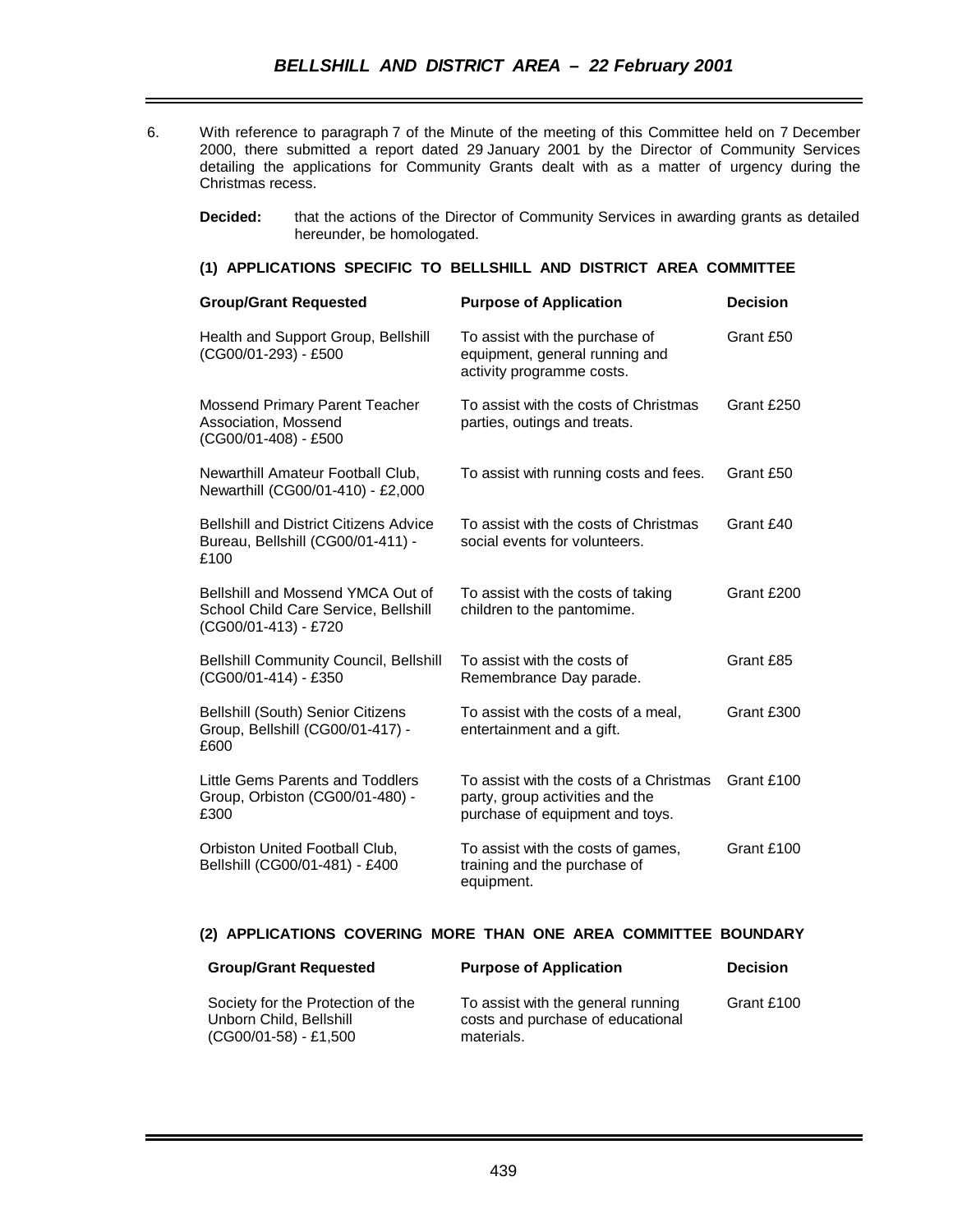6. With reference to paragraph 7 of the Minute of the meeting of this Committee held on 7 December 2000, there submitted a report dated 29 January 2001 by the Director of Community Services detailing the applications for Community Grants dealt with as a matter of urgency during the Christmas recess.

**Decided:** that the actions of the Director of Community Services in awarding grants as detailed hereunder, be homologated.

**(1) APPLICATIONS SPECIFIC TO BELLSHILL AND DISTRICT AREA COMMITTEE**

| Group/Grant Requested | Purpose of Application | Decision |
|---|---|---|
| Health and Support Group, Bellshill (CG00/01-293) - £500 | To assist with the purchase of equipment, general running and activity programme costs. | Grant £50 |
| Mossend Primary Parent Teacher Association, Mossend (CG00/01-408) - £500 | To assist with the costs of Christmas parties, outings and treats. | Grant £250 |
| Newarthill Amateur Football Club, Newarthill (CG00/01-410) - £2,000 | To assist with running costs and fees. | Grant £50 |
| Bellshill and District Citizens Advice Bureau, Bellshill (CG00/01-411) - £100 | To assist with the costs of Christmas social events for volunteers. | Grant £40 |
| Bellshill and Mossend YMCA Out of School Child Care Service, Bellshill (CG00/01-413) - £720 | To assist with the costs of taking children to the pantomime. | Grant £200 |
| Bellshill Community Council, Bellshill (CG00/01-414) - £350 | To assist with the costs of Remembrance Day parade. | Grant £85 |
| Bellshill (South) Senior Citizens Group, Bellshill (CG00/01-417) - £600 | To assist with the costs of a meal, entertainment and a gift. | Grant £300 |
| Little Gems Parents and Toddlers Group, Orbiston (CG00/01-480) - £300 | To assist with the costs of a Christmas party, group activities and the purchase of equipment and toys. | Grant £100 |
| Orbiston United Football Club, Bellshill (CG00/01-481) - £400 | To assist with the costs of games, training and the purchase of equipment. | Grant £100 |

**(2) APPLICATIONS COVERING MORE THAN ONE AREA COMMITTEE BOUNDARY**

| Group/Grant Requested | Purpose of Application | Decision |
|---|---|---|
| Society for the Protection of the Unborn Child, Bellshill (CG00/01-58) - £1,500 | To assist with the general running costs and purchase of educational materials. | Grant £100 |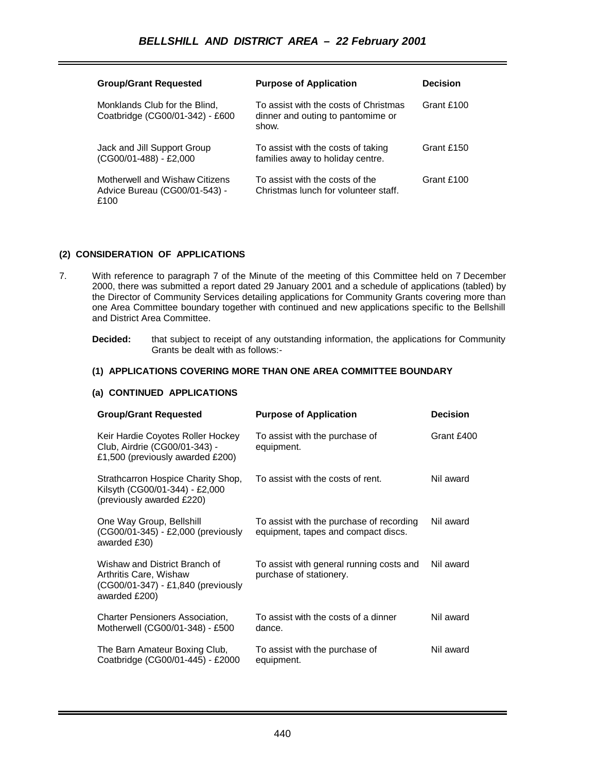| Group/Grant Requested | Purpose of Application | Decision |
|---|---|---|
| Monklands Club for the Blind, Coatbridge (CG00/01-342) - £600 | To assist with the costs of Christmas dinner and outing to pantomime or show. | Grant £100 |
| Jack and Jill Support Group (CG00/01-488) - £2,000 | To assist with the costs of taking families away to holiday centre. | Grant £150 |
| Motherwell and Wishaw Citizens Advice Bureau (CG00/01-543) - £100 | To assist with the costs of the Christmas lunch for volunteer staff. | Grant £100 |

### (2) CONSIDERATION OF APPLICATIONS

7. With reference to paragraph 7 of the Minute of the meeting of this Committee held on 7 December 2000, there was submitted a report dated 29 January 2001 and a schedule of applications (tabled) by the Director of Community Services detailing applications for Community Grants covering more than one Area Committee boundary together with continued and new applications specific to the Bellshill and District Area Committee.

**Decided:** that subject to receipt of any outstanding information, the applications for Community Grants be dealt with as follows:-

#### (1) APPLICATIONS COVERING MORE THAN ONE AREA COMMITTEE BOUNDARY

#### (a) CONTINUED APPLICATIONS

| Group/Grant Requested | Purpose of Application | Decision |
|---|---|---|
| Keir Hardie Coyotes Roller Hockey Club, Airdrie (CG00/01-343) - £1,500 (previously awarded £200) | To assist with the purchase of equipment. | Grant £400 |
| Strathcarron Hospice Charity Shop, Kilsyth (CG00/01-344) - £2,000 (previously awarded £220) | To assist with the costs of rent. | Nil award |
| One Way Group, Bellshill (CG00/01-345) - £2,000 (previously awarded £30) | To assist with the purchase of recording equipment, tapes and compact discs. | Nil award |
| Wishaw and District Branch of Arthritis Care, Wishaw (CG00/01-347) - £1,840 (previously awarded £200) | To assist with general running costs and purchase of stationery. | Nil award |
| Charter Pensioners Association, Motherwell (CG00/01-348) - £500 | To assist with the costs of a dinner dance. | Nil award |
| The Barn Amateur Boxing Club, Coatbridge (CG00/01-445) - £2000 | To assist with the purchase of equipment. | Nil award |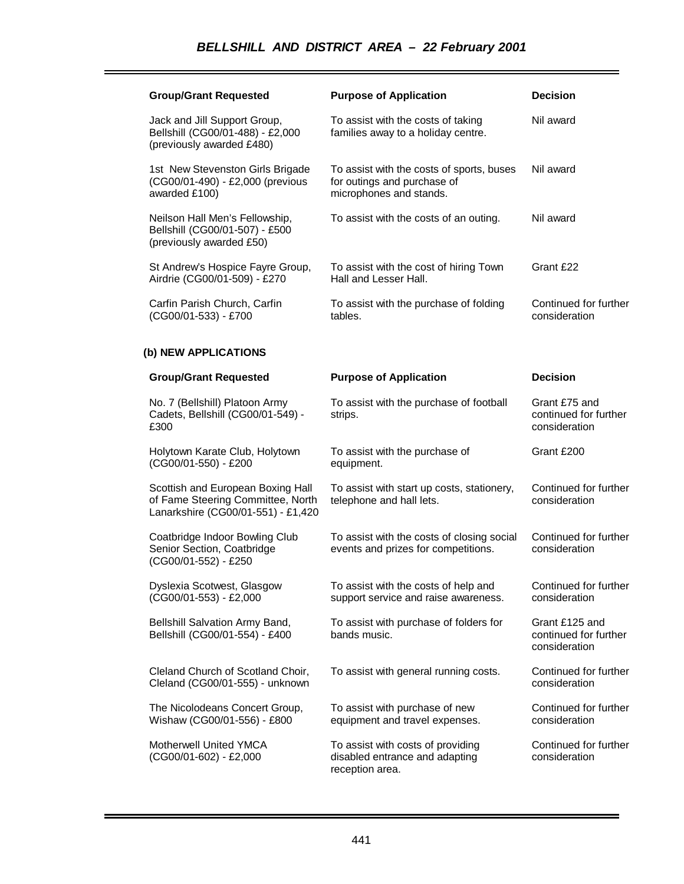| Group/Grant Requested | Purpose of Application | Decision |
| --- | --- | --- |
| Jack and Jill Support Group, Bellshill (CG00/01-488) - £2,000 (previously awarded £480) | To assist with the costs of taking families away to a holiday centre. | Nil award |
| 1st New Stevenston Girls Brigade (CG00/01-490) - £2,000 (previous awarded £100) | To assist with the costs of sports, buses for outings and purchase of microphones and stands. | Nil award |
| Neilson Hall Men's Fellowship, Bellshill (CG00/01-507) - £500 (previously awarded £50) | To assist with the costs of an outing. | Nil award |
| St Andrew's Hospice Fayre Group, Airdrie (CG00/01-509) - £270 | To assist with the cost of hiring Town Hall and Lesser Hall. | Grant £22 |
| Carfin Parish Church, Carfin (CG00/01-533) - £700 | To assist with the purchase of folding tables. | Continued for further consideration |

**(b) NEW APPLICATIONS**

| Group/Grant Requested | Purpose of Application | Decision |
| --- | --- | --- |
| No. 7 (Bellshill) Platoon Army Cadets, Bellshill (CG00/01-549) - £300 | To assist with the purchase of football strips. | Grant £75 and continued for further consideration |
| Holytown Karate Club, Holytown (CG00/01-550) - £200 | To assist with the purchase of equipment. | Grant £200 |
| Scottish and European Boxing Hall of Fame Steering Committee, North Lanarkshire (CG00/01-551) - £1,420 | To assist with start up costs, stationery, telephone and hall lets. | Continued for further consideration |
| Coatbridge Indoor Bowling Club Senior Section, Coatbridge (CG00/01-552) - £250 | To assist with the costs of closing social events and prizes for competitions. | Continued for further consideration |
| Dyslexia Scotwest, Glasgow (CG00/01-553) - £2,000 | To assist with the costs of help and support service and raise awareness. | Continued for further consideration |
| Bellshill Salvation Army Band, Bellshill (CG00/01-554) - £400 | To assist with purchase of folders for bands music. | Grant £125 and continued for further consideration |
| Cleland Church of Scotland Choir, Cleland (CG00/01-555) - unknown | To assist with general running costs. | Continued for further consideration |
| The Nicolodeans Concert Group, Wishaw (CG00/01-556) - £800 | To assist with purchase of new equipment and travel expenses. | Continued for further consideration |
| Motherwell United YMCA (CG00/01-602) - £2,000 | To assist with costs of providing disabled entrance and adapting reception area. | Continued for further consideration |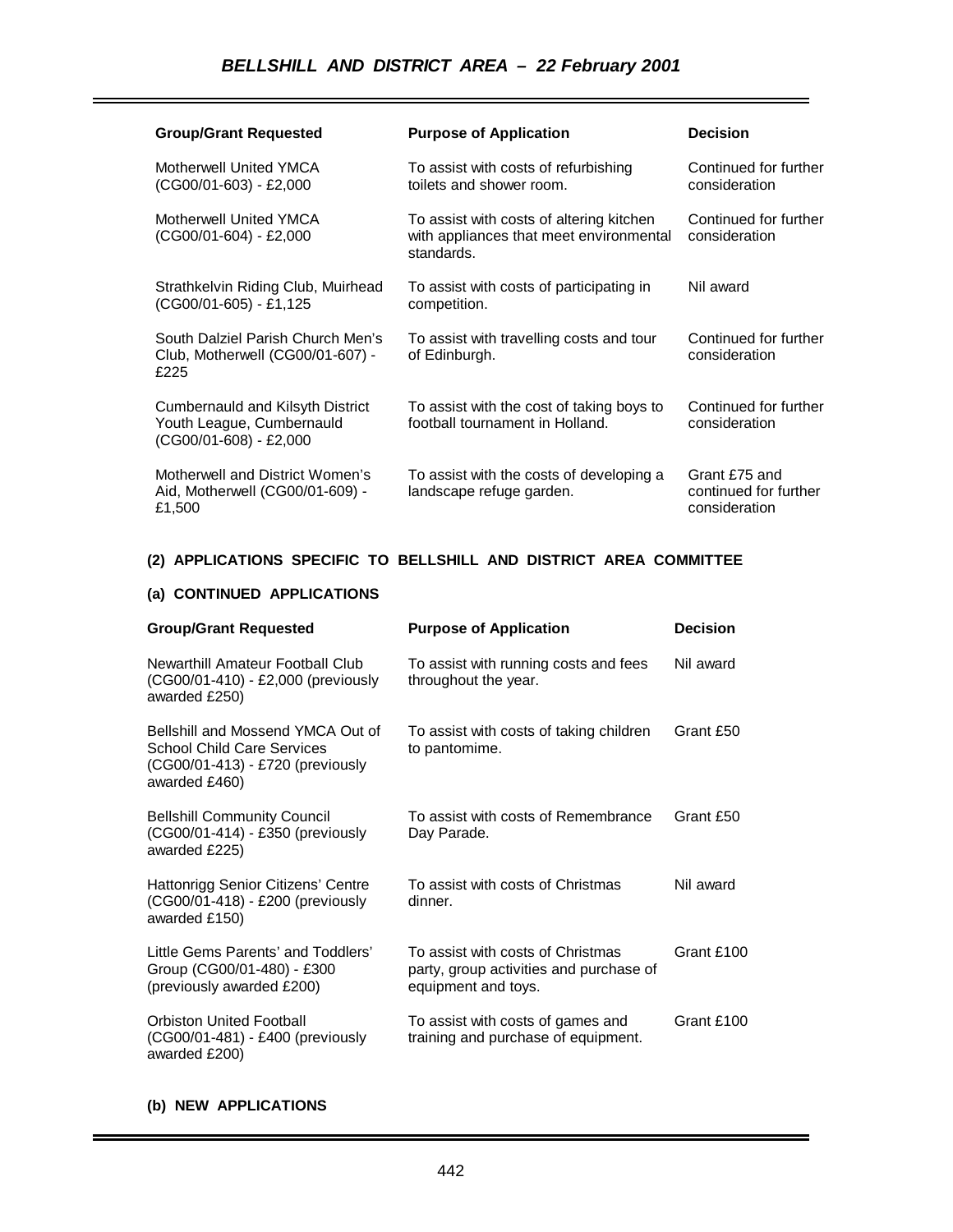| Group/Grant Requested | Purpose of Application | Decision |
|---|---|---|
| Motherwell United YMCA (CG00/01-603) - £2,000 | To assist with costs of refurbishing toilets and shower room. | Continued for further consideration |
| Motherwell United YMCA (CG00/01-604) - £2,000 | To assist with costs of altering kitchen with appliances that meet environmental standards. | Continued for further consideration |
| Strathkelvin Riding Club, Muirhead (CG00/01-605) - £1,125 | To assist with costs of participating in competition. | Nil award |
| South Dalziel Parish Church Men's Club, Motherwell (CG00/01-607) - £225 | To assist with travelling costs and tour of Edinburgh. | Continued for further consideration |
| Cumbernauld and Kilsyth District Youth League, Cumbernauld (CG00/01-608) - £2,000 | To assist with the cost of taking boys to football tournament in Holland. | Continued for further consideration |
| Motherwell and District Women's Aid, Motherwell (CG00/01-609) - £1,500 | To assist with the costs of developing a landscape refuge garden. | Grant £75 and continued for further consideration |

**(2) APPLICATIONS SPECIFIC TO BELLSHILL AND DISTRICT AREA COMMITTEE**

**(a) CONTINUED APPLICATIONS**

| Group/Grant Requested | Purpose of Application | Decision |
|---|---|---|
| Newarthill Amateur Football Club (CG00/01-410) - £2,000 (previously awarded £250) | To assist with running costs and fees throughout the year. | Nil award |
| Bellshill and Mossend YMCA Out of School Child Care Services (CG00/01-413) - £720 (previously awarded £460) | To assist with costs of taking children to pantomime. | Grant £50 |
| Bellshill Community Council (CG00/01-414) - £350 (previously awarded £225) | To assist with costs of Remembrance Day Parade. | Grant £50 |
| Hattonrigg Senior Citizens' Centre (CG00/01-418) - £200 (previously awarded £150) | To assist with costs of Christmas dinner. | Nil award |
| Little Gems Parents' and Toddlers' Group (CG00/01-480) - £300 (previously awarded £200) | To assist with costs of Christmas party, group activities and purchase of equipment and toys. | Grant £100 |
| Orbiston United Football (CG00/01-481) - £400 (previously awarded £200) | To assist with costs of games and training and purchase of equipment. | Grant £100 |

**(b) NEW APPLICATIONS**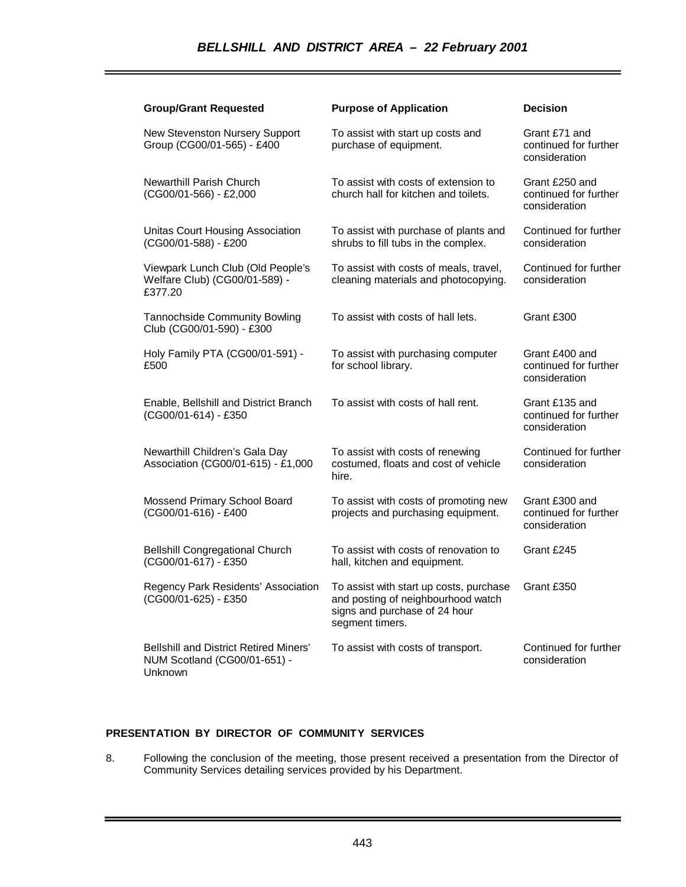| Group/Grant Requested | Purpose of Application | Decision |
|---|---|---|
| New Stevenston Nursery Support Group (CG00/01-565) - £400 | To assist with start up costs and purchase of equipment. | Grant £71 and continued for further consideration |
| Newarthill Parish Church (CG00/01-566) - £2,000 | To assist with costs of extension to church hall for kitchen and toilets. | Grant £250 and continued for further consideration |
| Unitas Court Housing Association (CG00/01-588) - £200 | To assist with purchase of plants and shrubs to fill tubs in the complex. | Continued for further consideration |
| Viewpark Lunch Club (Old People's Welfare Club) (CG00/01-589) - £377.20 | To assist with costs of meals, travel, cleaning materials and photocopying. | Continued for further consideration |
| Tannochside Community Bowling Club (CG00/01-590) - £300 | To assist with costs of hall lets. | Grant £300 |
| Holy Family PTA (CG00/01-591) - £500 | To assist with purchasing computer for school library. | Grant £400 and continued for further consideration |
| Enable, Bellshill and District Branch (CG00/01-614) - £350 | To assist with costs of hall rent. | Grant £135 and continued for further consideration |
| Newarthill Children's Gala Day Association (CG00/01-615) - £1,000 | To assist with costs of renewing costumed, floats and cost of vehicle hire. | Continued for further consideration |
| Mossend Primary School Board (CG00/01-616) - £400 | To assist with costs of promoting new projects and purchasing equipment. | Grant £300 and continued for further consideration |
| Bellshill Congregational Church (CG00/01-617) - £350 | To assist with costs of renovation to hall, kitchen and equipment. | Grant £245 |
| Regency Park Residents' Association (CG00/01-625) - £350 | To assist with start up costs, purchase and posting of neighbourhood watch signs and purchase of 24 hour segment timers. | Grant £350 |
| Bellshill and District Retired Miners' NUM Scotland (CG00/01-651) - Unknown | To assist with costs of transport. | Continued for further consideration |

## PRESENTATION BY DIRECTOR OF COMMUNITY SERVICES

8. Following the conclusion of the meeting, those present received a presentation from the Director of Community Services detailing services provided by his Department.